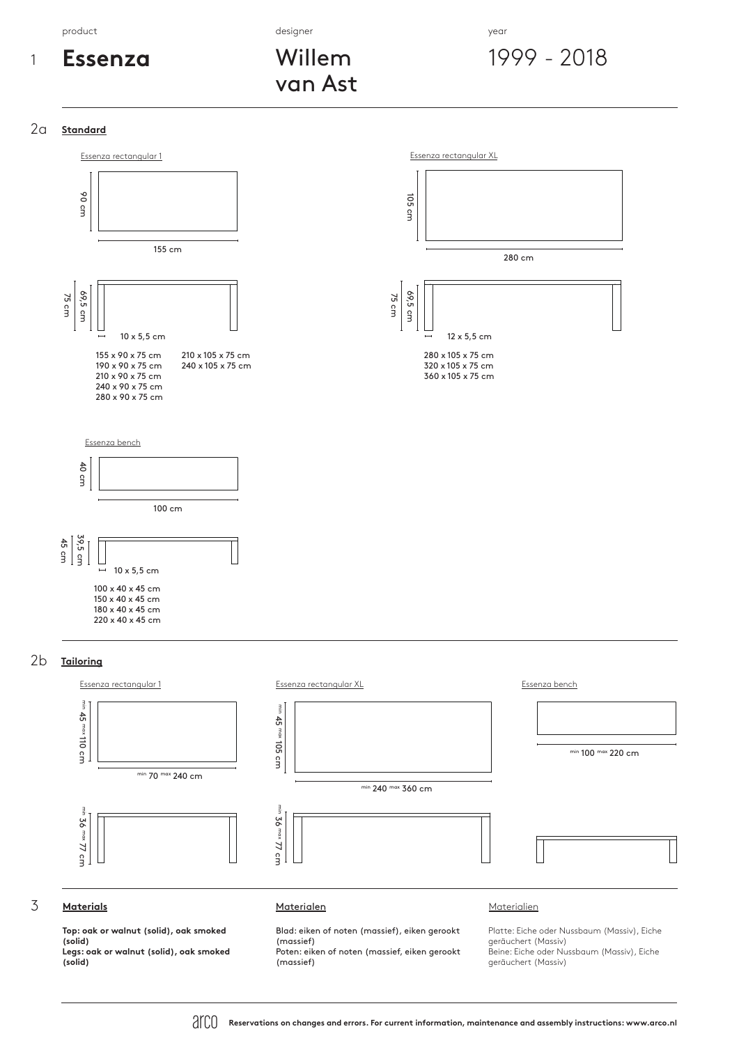product | designer | year

# 1 Essenza

Willem van Ast

1999 - 2018

## 2a Standard

### Essenza rectangular 1

90 cm

155 cm

75 cm
69,5 cm

10 x 5,5 cm

155 x 90 x 75 cm
190 x 90 x 75 cm
210 x 90 x 75 cm
240 x 90 x 75 cm
280 x 90 x 75 cm

210 x 105 x 75 cm
240 x 105 x 75 cm

### Essenza rectangular XL

105 cm

280 cm

75 cm
69,5 cm

12 x 5,5 cm

280 x 105 x 75 cm
320 x 105 x 75 cm
360 x 105 x 75 cm

### Essenza bench

40 cm

100 cm

45 cm
39,5 cm

10 x 5,5 cm

100 x 40 x 45 cm
150 x 40 x 45 cm
180 x 40 x 45 cm
220 x 40 x 45 cm

## 2b Tailoring

### Essenza rectangular 1

min 45 max 110 cm

min 70 max 240 cm

min 36 max 77 cm

### Essenza rectangular XL

min 45 max 105 cm

min 240 max 360 cm

min 36 max 77 cm

### Essenza bench

min 100 max 220 cm

## 3 Materials

**Top: oak or walnut (solid), oak smoked (solid)**
**Legs: oak or walnut (solid), oak smoked (solid)**

### Materialen

Blad: eiken of noten (massief), eiken gerookt (massief)
Poten: eiken of noten (massief, eiken gerookt (massief)

### Materialien

Platte: Eiche oder Nussbaum (Massiv), Eiche geräuchert (Massiv)
Beine: Eiche oder Nussbaum (Massiv), Eiche geräuchert (Massiv)

arco **Reservations on changes and errors. For current information, maintenance and assembly instructions: www.arco.nl**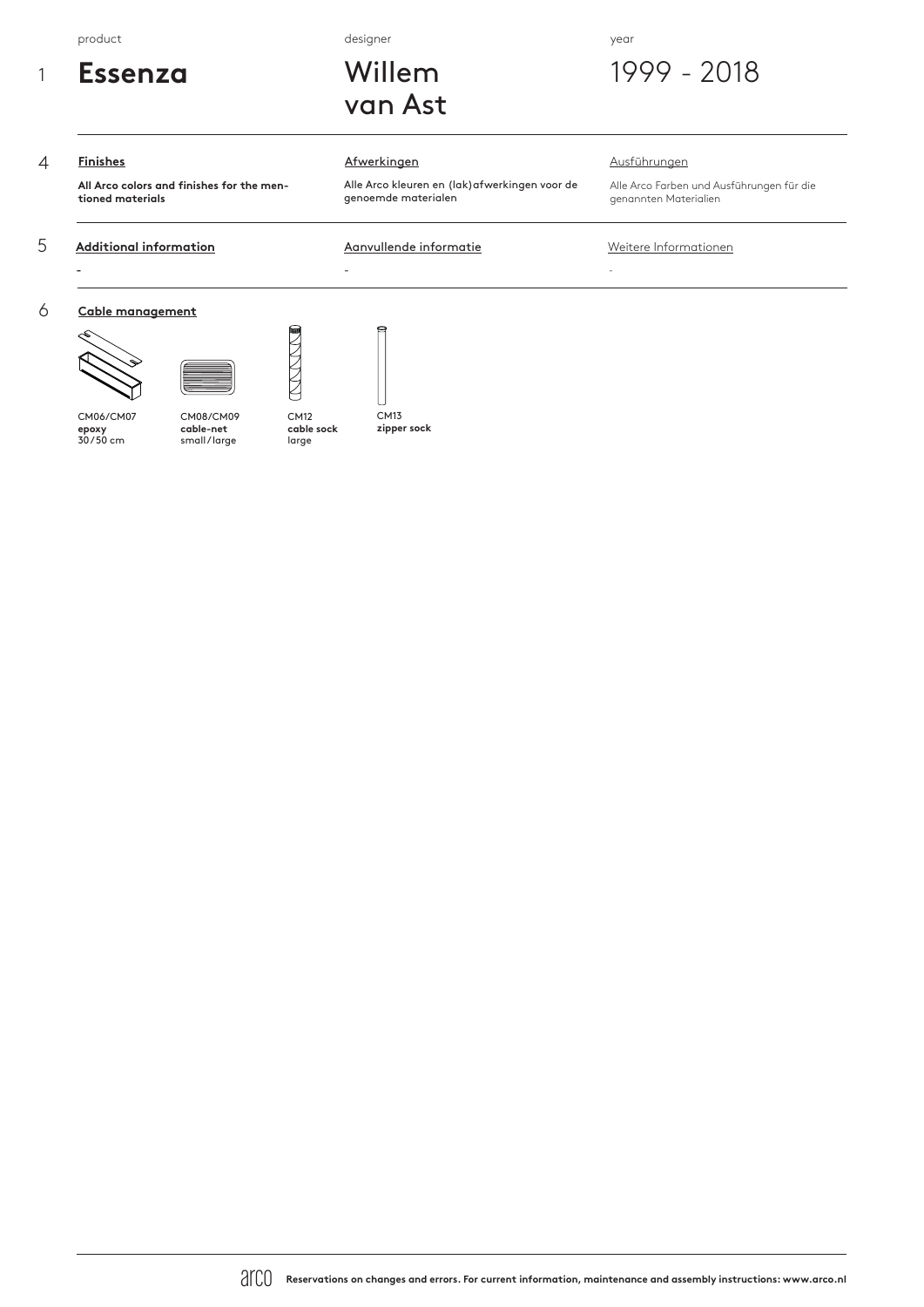product | designer | year

# 1 Essenza

Willem van Ast

1999 - 2018

## 4 Finishes

| Finishes | Afwerkingen | Ausführungen |
| --- | --- | --- |
| **All Arco colors and finishes for the mentioned materials** | Alle Arco kleuren en (lak)afwerkingen voor de genoemde materialen | Alle Arco Farben und Ausführungen für die genannten Materialien |

## 5 Additional information

| Additional information | Aanvullende informatie | Weitere Informationen |
| --- | --- | --- |
| - | - | - |

## 6 Cable management

CM06/CM07
**epoxy**
30/50 cm

CM08/CM09
**cable-net**
small/large

CM12
**cable sock**
large

CM13
**zipper sock**

arco **Reservations on changes and errors. For current information, maintenance and assembly instructions: www.arco.nl**